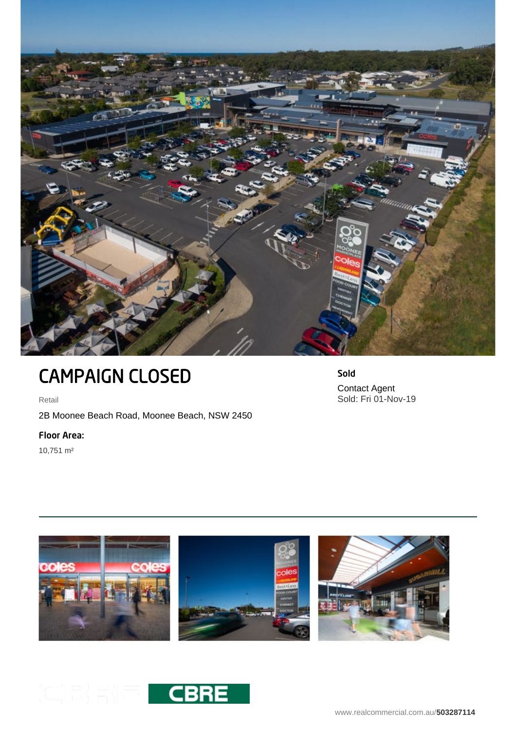# CAMPAIGN CLOSED

Retail

2B Moonee Beach Road, Moonee Beach, NSW 2450

**Floor Area:**

10,751 m²

**Sold**

Contact Agent

Sold: Fri 01-Nov-19

CBRE

www.realcommercial.com.au/**503287114**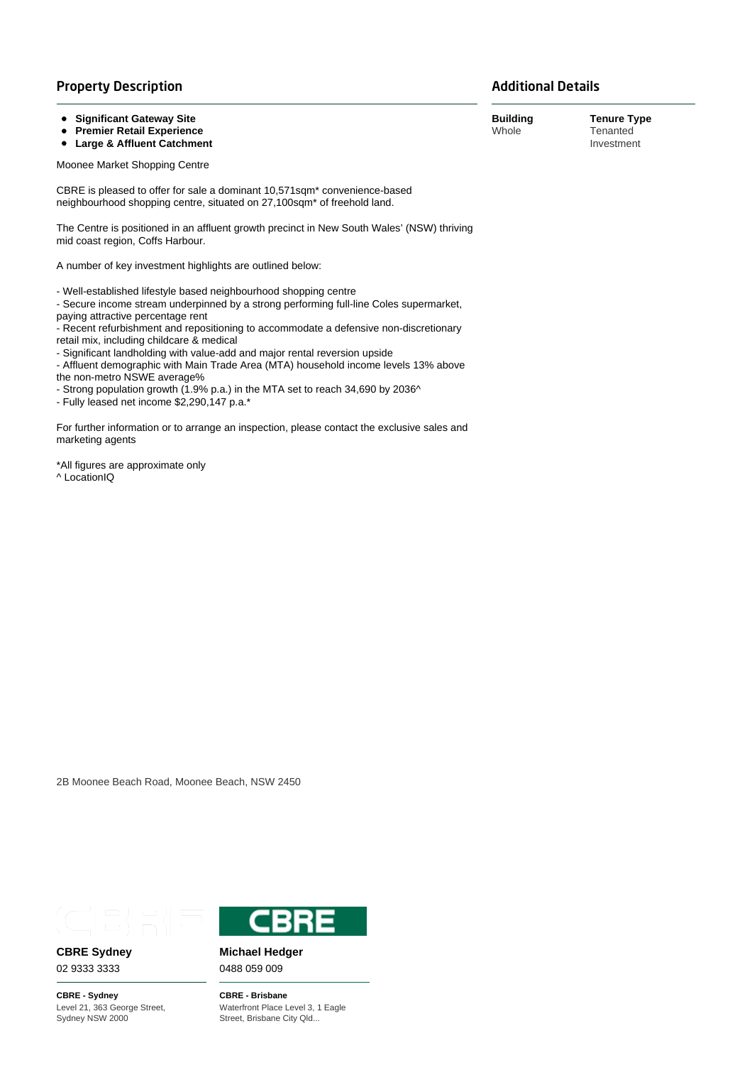## Property Description

- **Significant Gateway Site**
- **Premier Retail Experience**
- **Large & Affluent Catchment**

Moonee Market Shopping Centre

CBRE is pleased to offer for sale a dominant 10,571sqm* convenience-based neighbourhood shopping centre, situated on 27,100sqm* of freehold land.

The Centre is positioned in an affluent growth precinct in New South Wales' (NSW) thriving mid coast region, Coffs Harbour.

A number of key investment highlights are outlined below:

- Well-established lifestyle based neighbourhood shopping centre
- Secure income stream underpinned by a strong performing full-line Coles supermarket, paying attractive percentage rent
- Recent refurbishment and repositioning to accommodate a defensive non-discretionary retail mix, including childcare & medical
- Significant landholding with value-add and major rental reversion upside
- Affluent demographic with Main Trade Area (MTA) household income levels 13% above the non-metro NSWE average%
- Strong population growth (1.9% p.a.) in the MTA set to reach 34,690 by 2036^
- Fully leased net income $2,290,147 p.a.*

For further information or to arrange an inspection, please contact the exclusive sales and marketing agents

*All figures are approximate only
^ LocationIQ

## Additional Details

**Building**
Whole

**Tenure Type**
Tenanted Investment

2B Moonee Beach Road, Moonee Beach, NSW 2450

**CBRE Sydney**
02 9333 3333

**CBRE - Sydney**
Level 21, 363 George Street, Sydney NSW 2000

**Michael Hedger**
0488 059 009

**CBRE - Brisbane**
Waterfront Place Level 3, 1 Eagle Street, Brisbane City Qld...